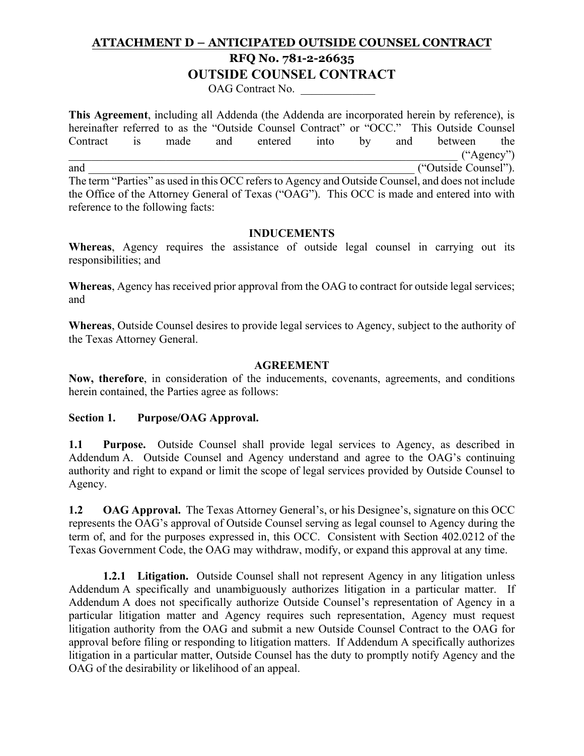**ATTACHMENT D – ANTICIPATED OUTSIDE COUNSEL CONTRACT**

**RFQ No. 781-2-26635**

**OUTSIDE COUNSEL CONTRACT**

OAG Contract No. \_\_\_\_\_\_\_\_\_\_\_\_\_

**This Agreement**, including all Addenda (the Addenda are incorporated herein by reference), is hereinafter referred to as the "Outside Counsel Contract" or "OCC." This Outside Counsel Contract is made and entered into by and between the \_\_\_\_\_\_\_\_\_\_\_\_\_\_\_\_\_\_\_\_\_\_\_\_\_\_\_\_\_\_\_\_\_\_\_\_\_\_\_\_\_\_\_\_\_\_\_\_\_\_\_\_\_\_\_\_\_\_\_\_\_\_ ("Agency") and \_\_\_\_\_\_\_\_\_\_\_\_\_\_\_\_\_\_\_\_\_\_\_\_\_\_\_\_\_\_\_\_\_\_\_\_\_\_\_\_\_\_\_\_\_\_\_\_\_\_\_\_\_\_\_\_\_\_\_\_ ("Outside Counsel"). The term "Parties" as used in this OCC refers to Agency and Outside Counsel, and does not include the Office of the Attorney General of Texas ("OAG"). This OCC is made and entered into with reference to the following facts:

**INDUCEMENTS**

**Whereas**, Agency requires the assistance of outside legal counsel in carrying out its responsibilities; and

**Whereas**, Agency has received prior approval from the OAG to contract for outside legal services; and

**Whereas**, Outside Counsel desires to provide legal services to Agency, subject to the authority of the Texas Attorney General.

**AGREEMENT**

**Now, therefore**, in consideration of the inducements, covenants, agreements, and conditions herein contained, the Parties agree as follows:

**Section 1. Purpose/OAG Approval.**

**1.1 Purpose.** Outside Counsel shall provide legal services to Agency, as described in Addendum A. Outside Counsel and Agency understand and agree to the OAG's continuing authority and right to expand or limit the scope of legal services provided by Outside Counsel to Agency.

**1.2 OAG Approval.** The Texas Attorney General's, or his Designee's, signature on this OCC represents the OAG's approval of Outside Counsel serving as legal counsel to Agency during the term of, and for the purposes expressed in, this OCC. Consistent with Section 402.0212 of the Texas Government Code, the OAG may withdraw, modify, or expand this approval at any time.

**1.2.1 Litigation.** Outside Counsel shall not represent Agency in any litigation unless Addendum A specifically and unambiguously authorizes litigation in a particular matter. If Addendum A does not specifically authorize Outside Counsel's representation of Agency in a particular litigation matter and Agency requires such representation, Agency must request litigation authority from the OAG and submit a new Outside Counsel Contract to the OAG for approval before filing or responding to litigation matters. If Addendum A specifically authorizes litigation in a particular matter, Outside Counsel has the duty to promptly notify Agency and the OAG of the desirability or likelihood of an appeal.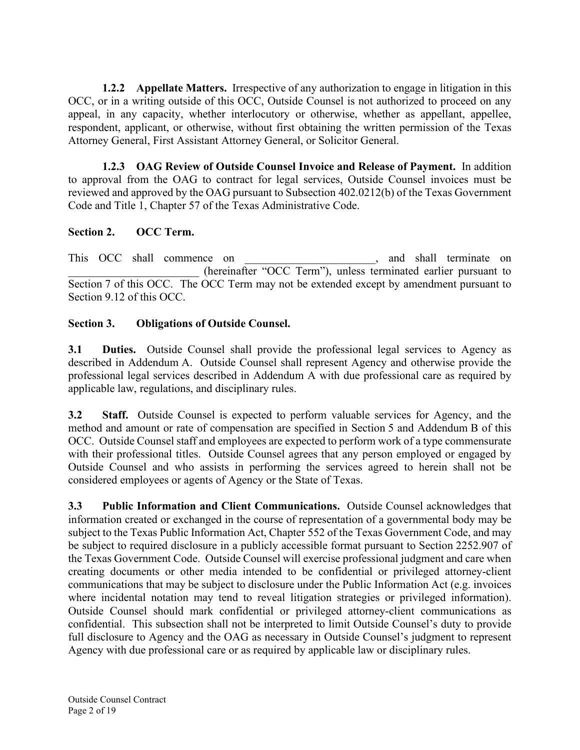**1.2.2 Appellate Matters.** Irrespective of any authorization to engage in litigation in this OCC, or in a writing outside of this OCC, Outside Counsel is not authorized to proceed on any appeal, in any capacity, whether interlocutory or otherwise, whether as appellant, appellee, respondent, applicant, or otherwise, without first obtaining the written permission of the Texas Attorney General, First Assistant Attorney General, or Solicitor General.

**1.2.3 OAG Review of Outside Counsel Invoice and Release of Payment.** In addition to approval from the OAG to contract for legal services, Outside Counsel invoices must be reviewed and approved by the OAG pursuant to Subsection 402.0212(b) of the Texas Government Code and Title 1, Chapter 57 of the Texas Administrative Code.

## Section 2. OCC Term.

This OCC shall commence on _______________________, and shall terminate on _______________________ (hereinafter "OCC Term"), unless terminated earlier pursuant to Section 7 of this OCC. The OCC Term may not be extended except by amendment pursuant to Section 9.12 of this OCC.

## Section 3. Obligations of Outside Counsel.

**3.1 Duties.** Outside Counsel shall provide the professional legal services to Agency as described in Addendum A. Outside Counsel shall represent Agency and otherwise provide the professional legal services described in Addendum A with due professional care as required by applicable law, regulations, and disciplinary rules.

**3.2 Staff.** Outside Counsel is expected to perform valuable services for Agency, and the method and amount or rate of compensation are specified in Section 5 and Addendum B of this OCC. Outside Counsel staff and employees are expected to perform work of a type commensurate with their professional titles. Outside Counsel agrees that any person employed or engaged by Outside Counsel and who assists in performing the services agreed to herein shall not be considered employees or agents of Agency or the State of Texas.

**3.3 Public Information and Client Communications.** Outside Counsel acknowledges that information created or exchanged in the course of representation of a governmental body may be subject to the Texas Public Information Act, Chapter 552 of the Texas Government Code, and may be subject to required disclosure in a publicly accessible format pursuant to Section 2252.907 of the Texas Government Code. Outside Counsel will exercise professional judgment and care when creating documents or other media intended to be confidential or privileged attorney-client communications that may be subject to disclosure under the Public Information Act (e.g. invoices where incidental notation may tend to reveal litigation strategies or privileged information). Outside Counsel should mark confidential or privileged attorney-client communications as confidential. This subsection shall not be interpreted to limit Outside Counsel's duty to provide full disclosure to Agency and the OAG as necessary in Outside Counsel's judgment to represent Agency with due professional care or as required by applicable law or disciplinary rules.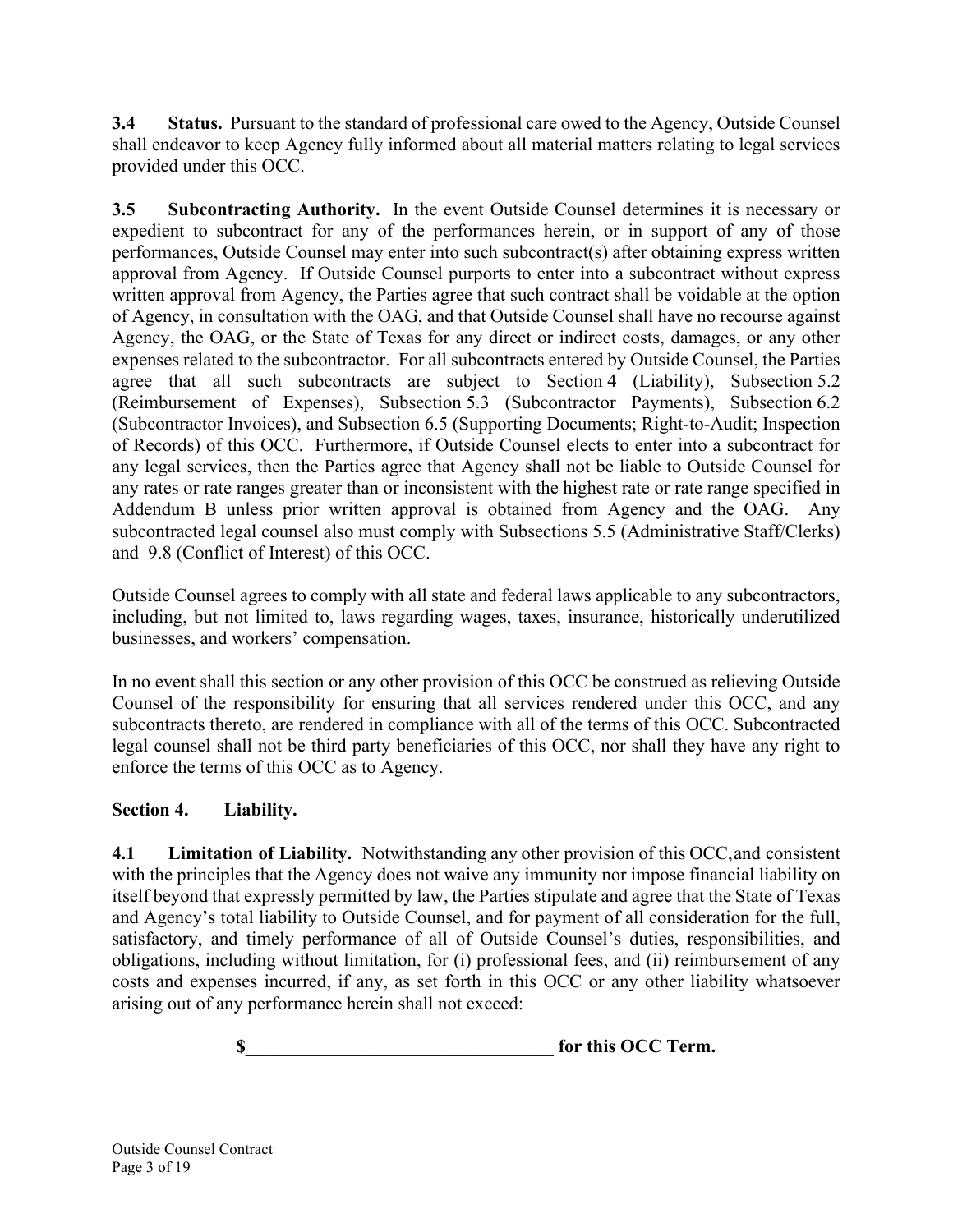**3.4 Status.** Pursuant to the standard of professional care owed to the Agency, Outside Counsel shall endeavor to keep Agency fully informed about all material matters relating to legal services provided under this OCC.

**3.5 Subcontracting Authority.** In the event Outside Counsel determines it is necessary or expedient to subcontract for any of the performances herein, or in support of any of those performances, Outside Counsel may enter into such subcontract(s) after obtaining express written approval from Agency. If Outside Counsel purports to enter into a subcontract without express written approval from Agency, the Parties agree that such contract shall be voidable at the option of Agency, in consultation with the OAG, and that Outside Counsel shall have no recourse against Agency, the OAG, or the State of Texas for any direct or indirect costs, damages, or any other expenses related to the subcontractor. For all subcontracts entered by Outside Counsel, the Parties agree that all such subcontracts are subject to Section 4 (Liability), Subsection 5.2 (Reimbursement of Expenses), Subsection 5.3 (Subcontractor Payments), Subsection 6.2 (Subcontractor Invoices), and Subsection 6.5 (Supporting Documents; Right-to-Audit; Inspection of Records) of this OCC. Furthermore, if Outside Counsel elects to enter into a subcontract for any legal services, then the Parties agree that Agency shall not be liable to Outside Counsel for any rates or rate ranges greater than or inconsistent with the highest rate or rate range specified in Addendum B unless prior written approval is obtained from Agency and the OAG. Any subcontracted legal counsel also must comply with Subsections 5.5 (Administrative Staff/Clerks) and 9.8 (Conflict of Interest) of this OCC.

Outside Counsel agrees to comply with all state and federal laws applicable to any subcontractors, including, but not limited to, laws regarding wages, taxes, insurance, historically underutilized businesses, and workers' compensation.

In no event shall this section or any other provision of this OCC be construed as relieving Outside Counsel of the responsibility for ensuring that all services rendered under this OCC, and any subcontracts thereto, are rendered in compliance with all of the terms of this OCC. Subcontracted legal counsel shall not be third party beneficiaries of this OCC, nor shall they have any right to enforce the terms of this OCC as to Agency.

## Section 4. Liability.

**4.1 Limitation of Liability.** Notwithstanding any other provision of this OCC, and consistent with the principles that the Agency does not waive any immunity nor impose financial liability on itself beyond that expressly permitted by law, the Parties stipulate and agree that the State of Texas and Agency's total liability to Outside Counsel, and for payment of all consideration for the full, satisfactory, and timely performance of all of Outside Counsel's duties, responsibilities, and obligations, including without limitation, for (i) professional fees, and (ii) reimbursement of any costs and expenses incurred, if any, as set forth in this OCC or any other liability whatsoever arising out of any performance herein shall not exceed:

**$_________________________________ for this OCC Term.**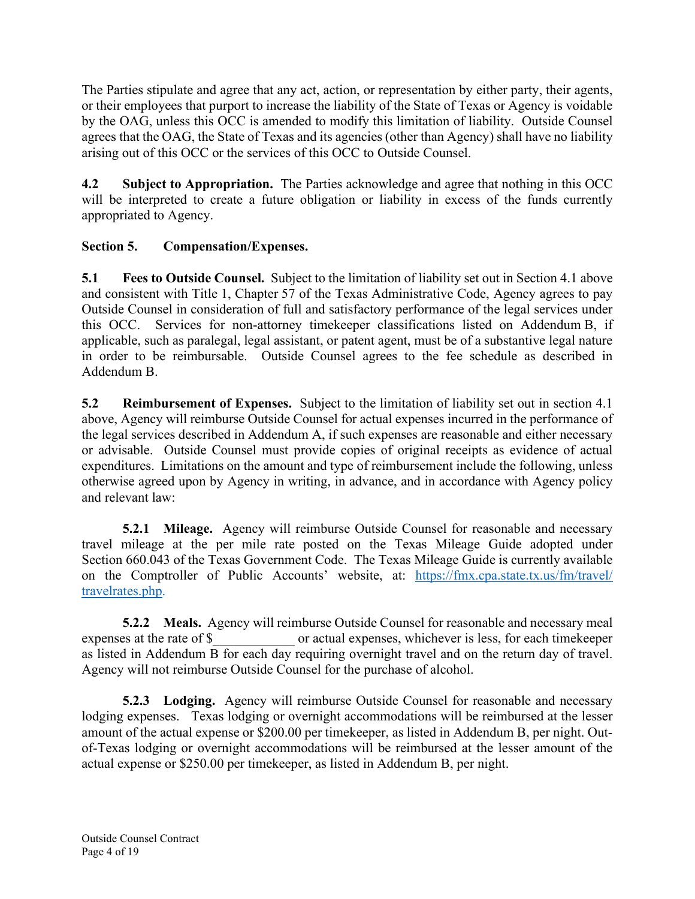The Parties stipulate and agree that any act, action, or representation by either party, their agents, or their employees that purport to increase the liability of the State of Texas or Agency is voidable by the OAG, unless this OCC is amended to modify this limitation of liability. Outside Counsel agrees that the OAG, the State of Texas and its agencies (other than Agency) shall have no liability arising out of this OCC or the services of this OCC to Outside Counsel.

**4.2 Subject to Appropriation.** The Parties acknowledge and agree that nothing in this OCC will be interpreted to create a future obligation or liability in excess of the funds currently appropriated to Agency.

**Section 5. Compensation/Expenses.**

**5.1 Fees to Outside Counsel.** Subject to the limitation of liability set out in Section 4.1 above and consistent with Title 1, Chapter 57 of the Texas Administrative Code, Agency agrees to pay Outside Counsel in consideration of full and satisfactory performance of the legal services under this OCC. Services for non-attorney timekeeper classifications listed on Addendum B, if applicable, such as paralegal, legal assistant, or patent agent, must be of a substantive legal nature in order to be reimbursable. Outside Counsel agrees to the fee schedule as described in Addendum B.

**5.2 Reimbursement of Expenses.** Subject to the limitation of liability set out in section 4.1 above, Agency will reimburse Outside Counsel for actual expenses incurred in the performance of the legal services described in Addendum A, if such expenses are reasonable and either necessary or advisable. Outside Counsel must provide copies of original receipts as evidence of actual expenditures. Limitations on the amount and type of reimbursement include the following, unless otherwise agreed upon by Agency in writing, in advance, and in accordance with Agency policy and relevant law:

**5.2.1 Mileage.** Agency will reimburse Outside Counsel for reasonable and necessary travel mileage at the per mile rate posted on the Texas Mileage Guide adopted under Section 660.043 of the Texas Government Code. The Texas Mileage Guide is currently available on the Comptroller of Public Accounts' website, at: https://fmx.cpa.state.tx.us/fm/travel/travelrates.php.

**5.2.2 Meals.** Agency will reimburse Outside Counsel for reasonable and necessary meal expenses at the rate of $____________ or actual expenses, whichever is less, for each timekeeper as listed in Addendum B for each day requiring overnight travel and on the return day of travel. Agency will not reimburse Outside Counsel for the purchase of alcohol.

**5.2.3 Lodging.** Agency will reimburse Outside Counsel for reasonable and necessary lodging expenses. Texas lodging or overnight accommodations will be reimbursed at the lesser amount of the actual expense or $200.00 per timekeeper, as listed in Addendum B, per night. Out-of-Texas lodging or overnight accommodations will be reimbursed at the lesser amount of the actual expense or $250.00 per timekeeper, as listed in Addendum B, per night.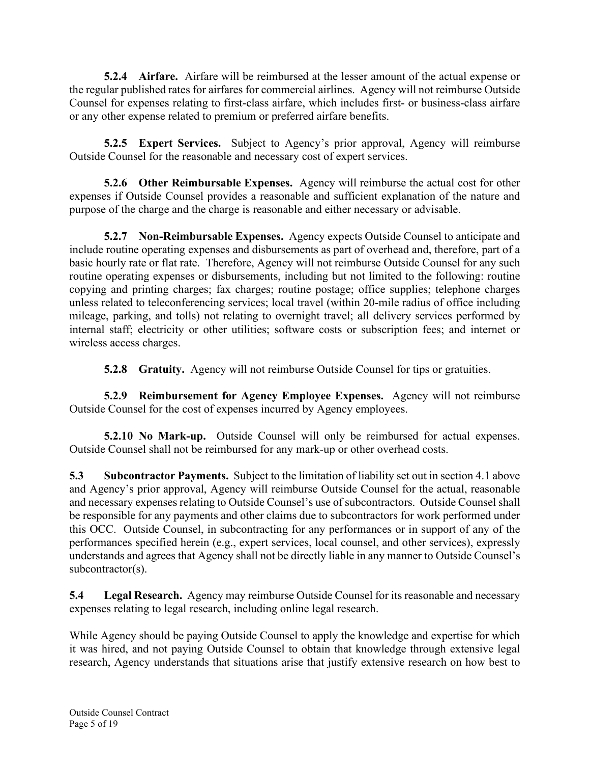**5.2.4 Airfare.** Airfare will be reimbursed at the lesser amount of the actual expense or the regular published rates for airfares for commercial airlines. Agency will not reimburse Outside Counsel for expenses relating to first-class airfare, which includes first- or business-class airfare or any other expense related to premium or preferred airfare benefits.

**5.2.5 Expert Services.** Subject to Agency's prior approval, Agency will reimburse Outside Counsel for the reasonable and necessary cost of expert services.

**5.2.6 Other Reimbursable Expenses.** Agency will reimburse the actual cost for other expenses if Outside Counsel provides a reasonable and sufficient explanation of the nature and purpose of the charge and the charge is reasonable and either necessary or advisable.

**5.2.7 Non-Reimbursable Expenses.** Agency expects Outside Counsel to anticipate and include routine operating expenses and disbursements as part of overhead and, therefore, part of a basic hourly rate or flat rate. Therefore, Agency will not reimburse Outside Counsel for any such routine operating expenses or disbursements, including but not limited to the following: routine copying and printing charges; fax charges; routine postage; office supplies; telephone charges unless related to teleconferencing services; local travel (within 20-mile radius of office including mileage, parking, and tolls) not relating to overnight travel; all delivery services performed by internal staff; electricity or other utilities; software costs or subscription fees; and internet or wireless access charges.

**5.2.8 Gratuity.** Agency will not reimburse Outside Counsel for tips or gratuities.

**5.2.9 Reimbursement for Agency Employee Expenses.** Agency will not reimburse Outside Counsel for the cost of expenses incurred by Agency employees.

**5.2.10 No Mark-up.** Outside Counsel will only be reimbursed for actual expenses. Outside Counsel shall not be reimbursed for any mark-up or other overhead costs.

**5.3 Subcontractor Payments.** Subject to the limitation of liability set out in section 4.1 above and Agency's prior approval, Agency will reimburse Outside Counsel for the actual, reasonable and necessary expenses relating to Outside Counsel's use of subcontractors. Outside Counsel shall be responsible for any payments and other claims due to subcontractors for work performed under this OCC. Outside Counsel, in subcontracting for any performances or in support of any of the performances specified herein (e.g., expert services, local counsel, and other services), expressly understands and agrees that Agency shall not be directly liable in any manner to Outside Counsel's subcontractor(s).

**5.4 Legal Research.** Agency may reimburse Outside Counsel for its reasonable and necessary expenses relating to legal research, including online legal research.

While Agency should be paying Outside Counsel to apply the knowledge and expertise for which it was hired, and not paying Outside Counsel to obtain that knowledge through extensive legal research, Agency understands that situations arise that justify extensive research on how best to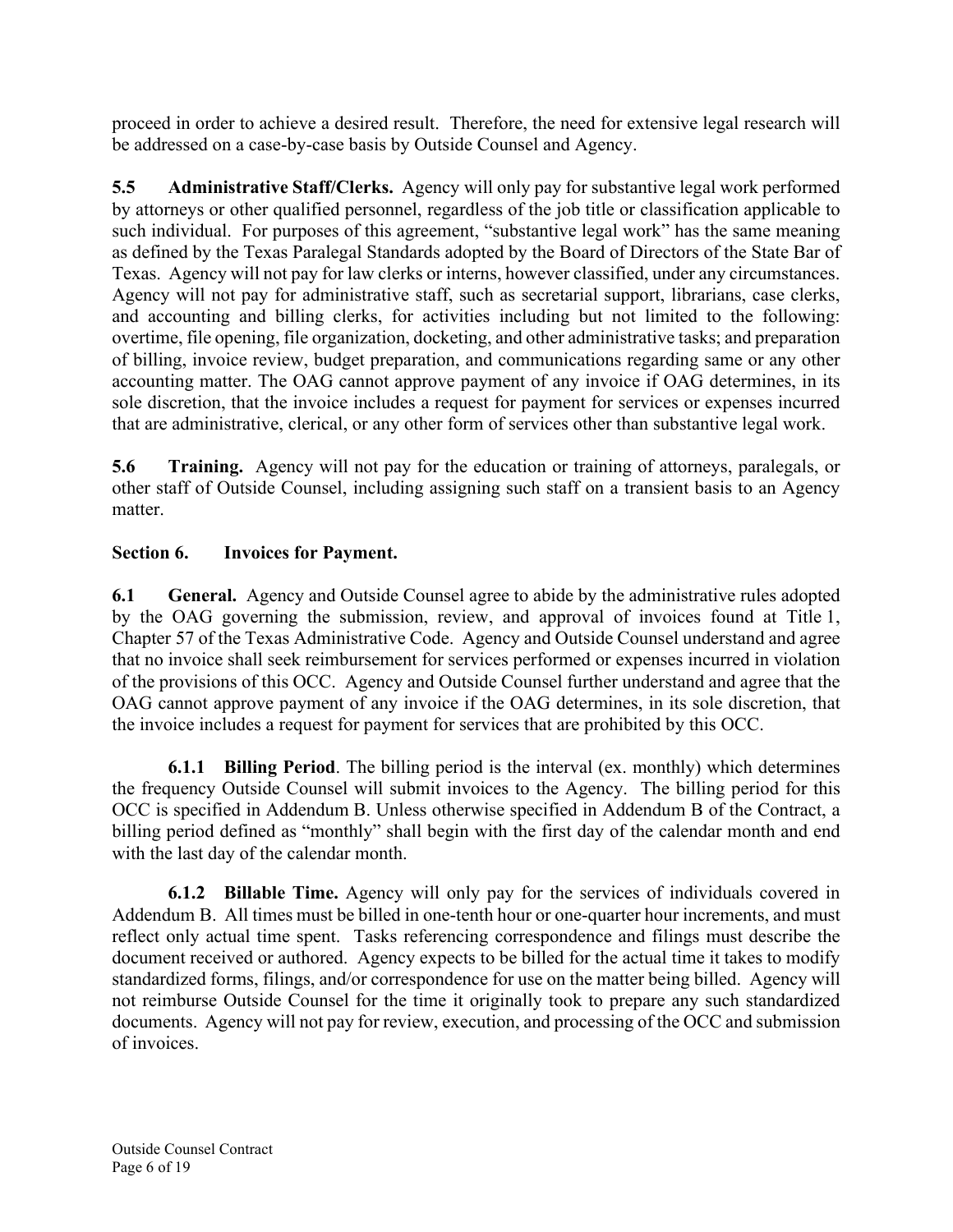proceed in order to achieve a desired result. Therefore, the need for extensive legal research will be addressed on a case-by-case basis by Outside Counsel and Agency.

**5.5 Administrative Staff/Clerks.** Agency will only pay for substantive legal work performed by attorneys or other qualified personnel, regardless of the job title or classification applicable to such individual. For purposes of this agreement, "substantive legal work" has the same meaning as defined by the Texas Paralegal Standards adopted by the Board of Directors of the State Bar of Texas. Agency will not pay for law clerks or interns, however classified, under any circumstances. Agency will not pay for administrative staff, such as secretarial support, librarians, case clerks, and accounting and billing clerks, for activities including but not limited to the following: overtime, file opening, file organization, docketing, and other administrative tasks; and preparation of billing, invoice review, budget preparation, and communications regarding same or any other accounting matter. The OAG cannot approve payment of any invoice if OAG determines, in its sole discretion, that the invoice includes a request for payment for services or expenses incurred that are administrative, clerical, or any other form of services other than substantive legal work.

**5.6 Training.** Agency will not pay for the education or training of attorneys, paralegals, or other staff of Outside Counsel, including assigning such staff on a transient basis to an Agency matter.

## Section 6. Invoices for Payment.

**6.1 General.** Agency and Outside Counsel agree to abide by the administrative rules adopted by the OAG governing the submission, review, and approval of invoices found at Title 1, Chapter 57 of the Texas Administrative Code. Agency and Outside Counsel understand and agree that no invoice shall seek reimbursement for services performed or expenses incurred in violation of the provisions of this OCC. Agency and Outside Counsel further understand and agree that the OAG cannot approve payment of any invoice if the OAG determines, in its sole discretion, that the invoice includes a request for payment for services that are prohibited by this OCC.

**6.1.1 Billing Period**. The billing period is the interval (ex. monthly) which determines the frequency Outside Counsel will submit invoices to the Agency. The billing period for this OCC is specified in Addendum B. Unless otherwise specified in Addendum B of the Contract, a billing period defined as "monthly" shall begin with the first day of the calendar month and end with the last day of the calendar month.

**6.1.2 Billable Time.** Agency will only pay for the services of individuals covered in Addendum B. All times must be billed in one-tenth hour or one-quarter hour increments, and must reflect only actual time spent. Tasks referencing correspondence and filings must describe the document received or authored. Agency expects to be billed for the actual time it takes to modify standardized forms, filings, and/or correspondence for use on the matter being billed. Agency will not reimburse Outside Counsel for the time it originally took to prepare any such standardized documents. Agency will not pay for review, execution, and processing of the OCC and submission of invoices.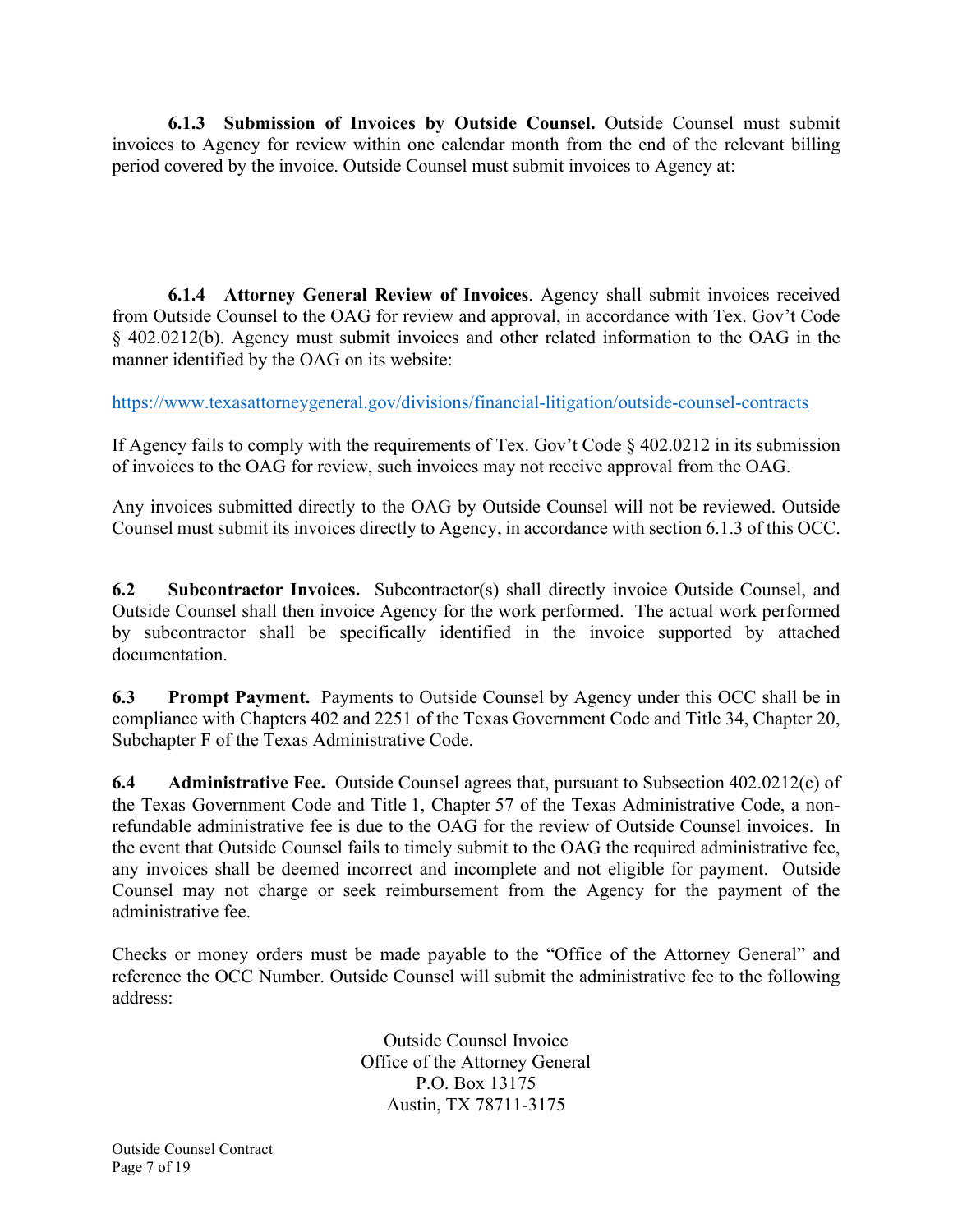**6.1.3 Submission of Invoices by Outside Counsel.** Outside Counsel must submit invoices to Agency for review within one calendar month from the end of the relevant billing period covered by the invoice. Outside Counsel must submit invoices to Agency at:

**6.1.4 Attorney General Review of Invoices**. Agency shall submit invoices received from Outside Counsel to the OAG for review and approval, in accordance with Tex. Gov't Code § 402.0212(b). Agency must submit invoices and other related information to the OAG in the manner identified by the OAG on its website:

https://www.texasattorneygeneral.gov/divisions/financial-litigation/outside-counsel-contracts

If Agency fails to comply with the requirements of Tex. Gov't Code § 402.0212 in its submission of invoices to the OAG for review, such invoices may not receive approval from the OAG.

Any invoices submitted directly to the OAG by Outside Counsel will not be reviewed. Outside Counsel must submit its invoices directly to Agency, in accordance with section 6.1.3 of this OCC.

**6.2 Subcontractor Invoices.** Subcontractor(s) shall directly invoice Outside Counsel, and Outside Counsel shall then invoice Agency for the work performed. The actual work performed by subcontractor shall be specifically identified in the invoice supported by attached documentation.

**6.3 Prompt Payment.** Payments to Outside Counsel by Agency under this OCC shall be in compliance with Chapters 402 and 2251 of the Texas Government Code and Title 34, Chapter 20, Subchapter F of the Texas Administrative Code.

**6.4 Administrative Fee.** Outside Counsel agrees that, pursuant to Subsection 402.0212(c) of the Texas Government Code and Title 1, Chapter 57 of the Texas Administrative Code, a non-refundable administrative fee is due to the OAG for the review of Outside Counsel invoices. In the event that Outside Counsel fails to timely submit to the OAG the required administrative fee, any invoices shall be deemed incorrect and incomplete and not eligible for payment. Outside Counsel may not charge or seek reimbursement from the Agency for the payment of the administrative fee.

Checks or money orders must be made payable to the "Office of the Attorney General" and reference the OCC Number. Outside Counsel will submit the administrative fee to the following address:

Outside Counsel Invoice
Office of the Attorney General
P.O. Box 13175
Austin, TX 78711-3175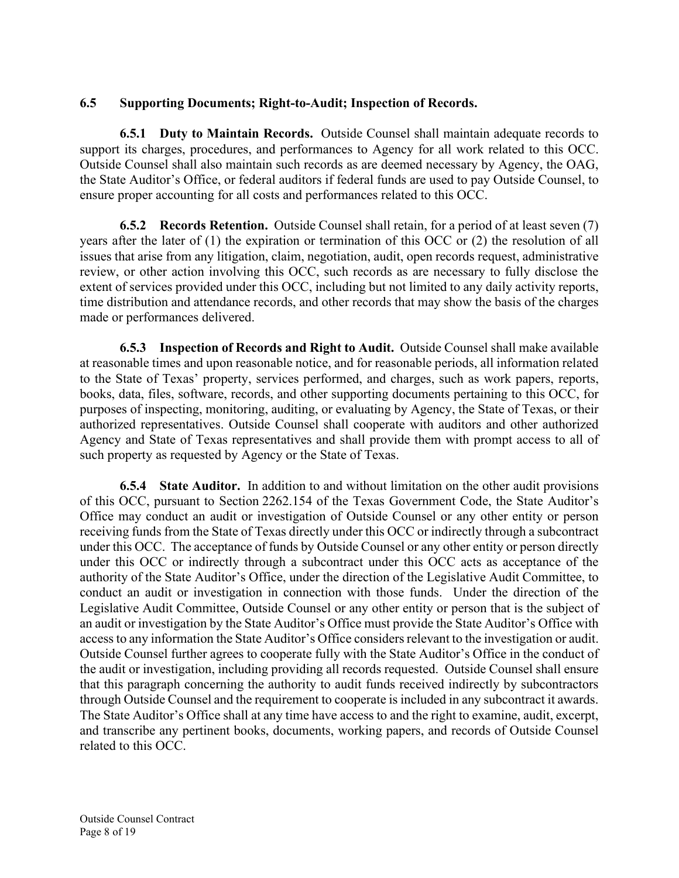### 6.5 Supporting Documents; Right-to-Audit; Inspection of Records.

**6.5.1 Duty to Maintain Records.** Outside Counsel shall maintain adequate records to support its charges, procedures, and performances to Agency for all work related to this OCC. Outside Counsel shall also maintain such records as are deemed necessary by Agency, the OAG, the State Auditor's Office, or federal auditors if federal funds are used to pay Outside Counsel, to ensure proper accounting for all costs and performances related to this OCC.

**6.5.2 Records Retention.** Outside Counsel shall retain, for a period of at least seven (7) years after the later of (1) the expiration or termination of this OCC or (2) the resolution of all issues that arise from any litigation, claim, negotiation, audit, open records request, administrative review, or other action involving this OCC, such records as are necessary to fully disclose the extent of services provided under this OCC, including but not limited to any daily activity reports, time distribution and attendance records, and other records that may show the basis of the charges made or performances delivered.

**6.5.3 Inspection of Records and Right to Audit.** Outside Counsel shall make available at reasonable times and upon reasonable notice, and for reasonable periods, all information related to the State of Texas' property, services performed, and charges, such as work papers, reports, books, data, files, software, records, and other supporting documents pertaining to this OCC, for purposes of inspecting, monitoring, auditing, or evaluating by Agency, the State of Texas, or their authorized representatives. Outside Counsel shall cooperate with auditors and other authorized Agency and State of Texas representatives and shall provide them with prompt access to all of such property as requested by Agency or the State of Texas.

**6.5.4 State Auditor.** In addition to and without limitation on the other audit provisions of this OCC, pursuant to Section 2262.154 of the Texas Government Code, the State Auditor's Office may conduct an audit or investigation of Outside Counsel or any other entity or person receiving funds from the State of Texas directly under this OCC or indirectly through a subcontract under this OCC. The acceptance of funds by Outside Counsel or any other entity or person directly under this OCC or indirectly through a subcontract under this OCC acts as acceptance of the authority of the State Auditor's Office, under the direction of the Legislative Audit Committee, to conduct an audit or investigation in connection with those funds. Under the direction of the Legislative Audit Committee, Outside Counsel or any other entity or person that is the subject of an audit or investigation by the State Auditor's Office must provide the State Auditor's Office with access to any information the State Auditor's Office considers relevant to the investigation or audit. Outside Counsel further agrees to cooperate fully with the State Auditor's Office in the conduct of the audit or investigation, including providing all records requested. Outside Counsel shall ensure that this paragraph concerning the authority to audit funds received indirectly by subcontractors through Outside Counsel and the requirement to cooperate is included in any subcontract it awards. The State Auditor's Office shall at any time have access to and the right to examine, audit, excerpt, and transcribe any pertinent books, documents, working papers, and records of Outside Counsel related to this OCC.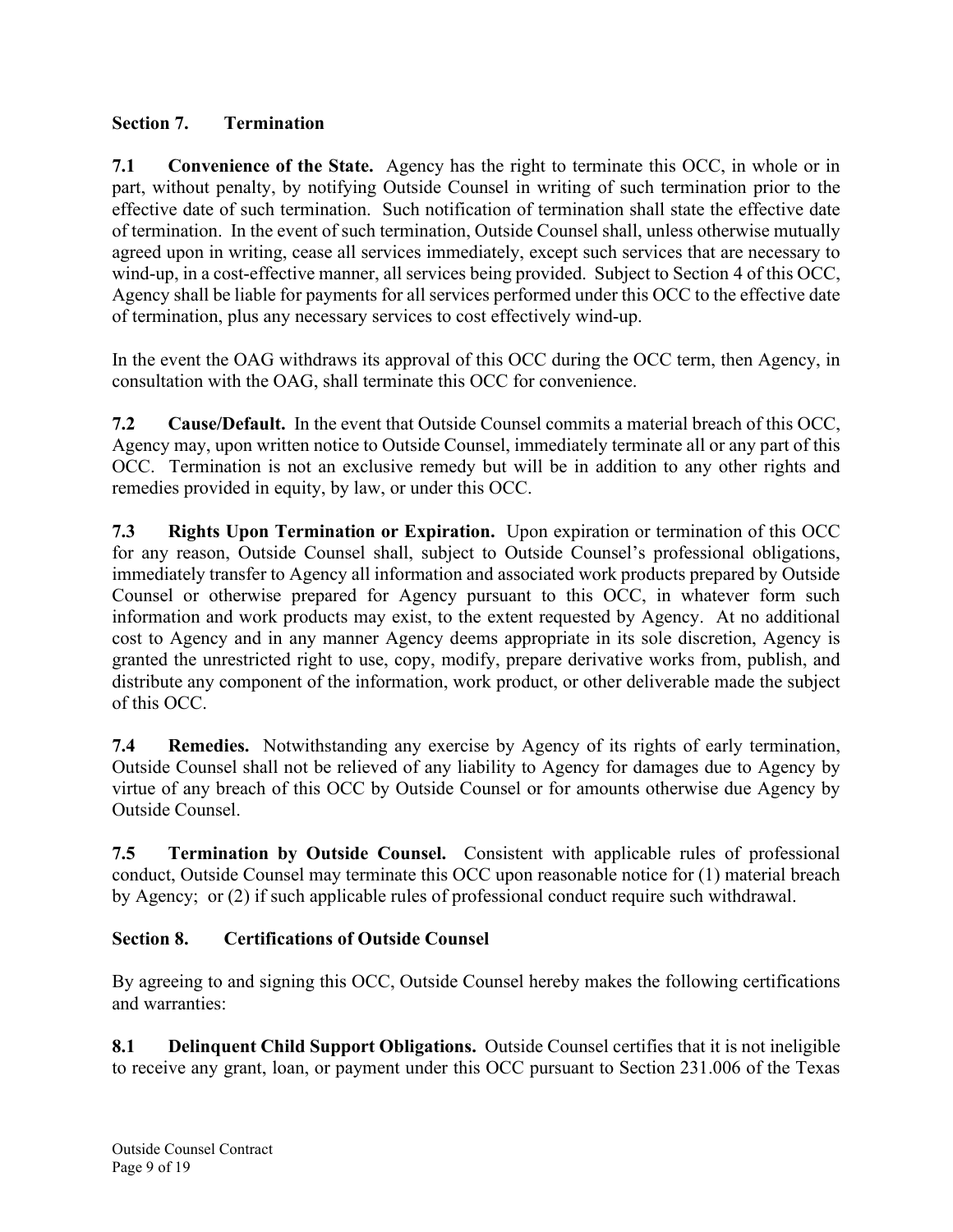## Section 7. Termination

**7.1 Convenience of the State.** Agency has the right to terminate this OCC, in whole or in part, without penalty, by notifying Outside Counsel in writing of such termination prior to the effective date of such termination. Such notification of termination shall state the effective date of termination. In the event of such termination, Outside Counsel shall, unless otherwise mutually agreed upon in writing, cease all services immediately, except such services that are necessary to wind-up, in a cost-effective manner, all services being provided. Subject to Section 4 of this OCC, Agency shall be liable for payments for all services performed under this OCC to the effective date of termination, plus any necessary services to cost effectively wind-up.

In the event the OAG withdraws its approval of this OCC during the OCC term, then Agency, in consultation with the OAG, shall terminate this OCC for convenience.

**7.2 Cause/Default.** In the event that Outside Counsel commits a material breach of this OCC, Agency may, upon written notice to Outside Counsel, immediately terminate all or any part of this OCC. Termination is not an exclusive remedy but will be in addition to any other rights and remedies provided in equity, by law, or under this OCC.

**7.3 Rights Upon Termination or Expiration.** Upon expiration or termination of this OCC for any reason, Outside Counsel shall, subject to Outside Counsel's professional obligations, immediately transfer to Agency all information and associated work products prepared by Outside Counsel or otherwise prepared for Agency pursuant to this OCC, in whatever form such information and work products may exist, to the extent requested by Agency. At no additional cost to Agency and in any manner Agency deems appropriate in its sole discretion, Agency is granted the unrestricted right to use, copy, modify, prepare derivative works from, publish, and distribute any component of the information, work product, or other deliverable made the subject of this OCC.

**7.4 Remedies.** Notwithstanding any exercise by Agency of its rights of early termination, Outside Counsel shall not be relieved of any liability to Agency for damages due to Agency by virtue of any breach of this OCC by Outside Counsel or for amounts otherwise due Agency by Outside Counsel.

**7.5 Termination by Outside Counsel.** Consistent with applicable rules of professional conduct, Outside Counsel may terminate this OCC upon reasonable notice for (1) material breach by Agency; or (2) if such applicable rules of professional conduct require such withdrawal.

## Section 8. Certifications of Outside Counsel

By agreeing to and signing this OCC, Outside Counsel hereby makes the following certifications and warranties:

**8.1 Delinquent Child Support Obligations.** Outside Counsel certifies that it is not ineligible to receive any grant, loan, or payment under this OCC pursuant to Section 231.006 of the Texas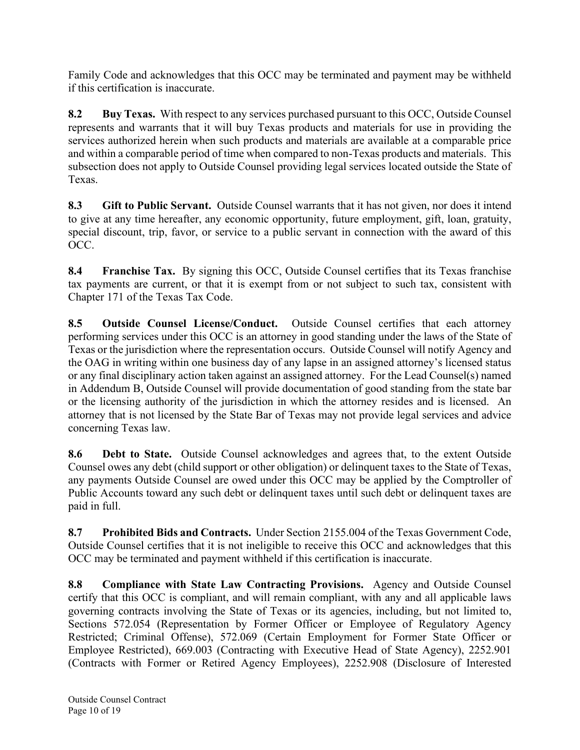Family Code and acknowledges that this OCC may be terminated and payment may be withheld if this certification is inaccurate.

**8.2 Buy Texas.** With respect to any services purchased pursuant to this OCC, Outside Counsel represents and warrants that it will buy Texas products and materials for use in providing the services authorized herein when such products and materials are available at a comparable price and within a comparable period of time when compared to non-Texas products and materials. This subsection does not apply to Outside Counsel providing legal services located outside the State of Texas.

**8.3 Gift to Public Servant.** Outside Counsel warrants that it has not given, nor does it intend to give at any time hereafter, any economic opportunity, future employment, gift, loan, gratuity, special discount, trip, favor, or service to a public servant in connection with the award of this OCC.

**8.4 Franchise Tax.** By signing this OCC, Outside Counsel certifies that its Texas franchise tax payments are current, or that it is exempt from or not subject to such tax, consistent with Chapter 171 of the Texas Tax Code.

**8.5 Outside Counsel License/Conduct.** Outside Counsel certifies that each attorney performing services under this OCC is an attorney in good standing under the laws of the State of Texas or the jurisdiction where the representation occurs. Outside Counsel will notify Agency and the OAG in writing within one business day of any lapse in an assigned attorney's licensed status or any final disciplinary action taken against an assigned attorney. For the Lead Counsel(s) named in Addendum B, Outside Counsel will provide documentation of good standing from the state bar or the licensing authority of the jurisdiction in which the attorney resides and is licensed. An attorney that is not licensed by the State Bar of Texas may not provide legal services and advice concerning Texas law.

**8.6 Debt to State.** Outside Counsel acknowledges and agrees that, to the extent Outside Counsel owes any debt (child support or other obligation) or delinquent taxes to the State of Texas, any payments Outside Counsel are owed under this OCC may be applied by the Comptroller of Public Accounts toward any such debt or delinquent taxes until such debt or delinquent taxes are paid in full.

**8.7 Prohibited Bids and Contracts.** Under Section 2155.004 of the Texas Government Code, Outside Counsel certifies that it is not ineligible to receive this OCC and acknowledges that this OCC may be terminated and payment withheld if this certification is inaccurate.

**8.8 Compliance with State Law Contracting Provisions.** Agency and Outside Counsel certify that this OCC is compliant, and will remain compliant, with any and all applicable laws governing contracts involving the State of Texas or its agencies, including, but not limited to, Sections 572.054 (Representation by Former Officer or Employee of Regulatory Agency Restricted; Criminal Offense), 572.069 (Certain Employment for Former State Officer or Employee Restricted), 669.003 (Contracting with Executive Head of State Agency), 2252.901 (Contracts with Former or Retired Agency Employees), 2252.908 (Disclosure of Interested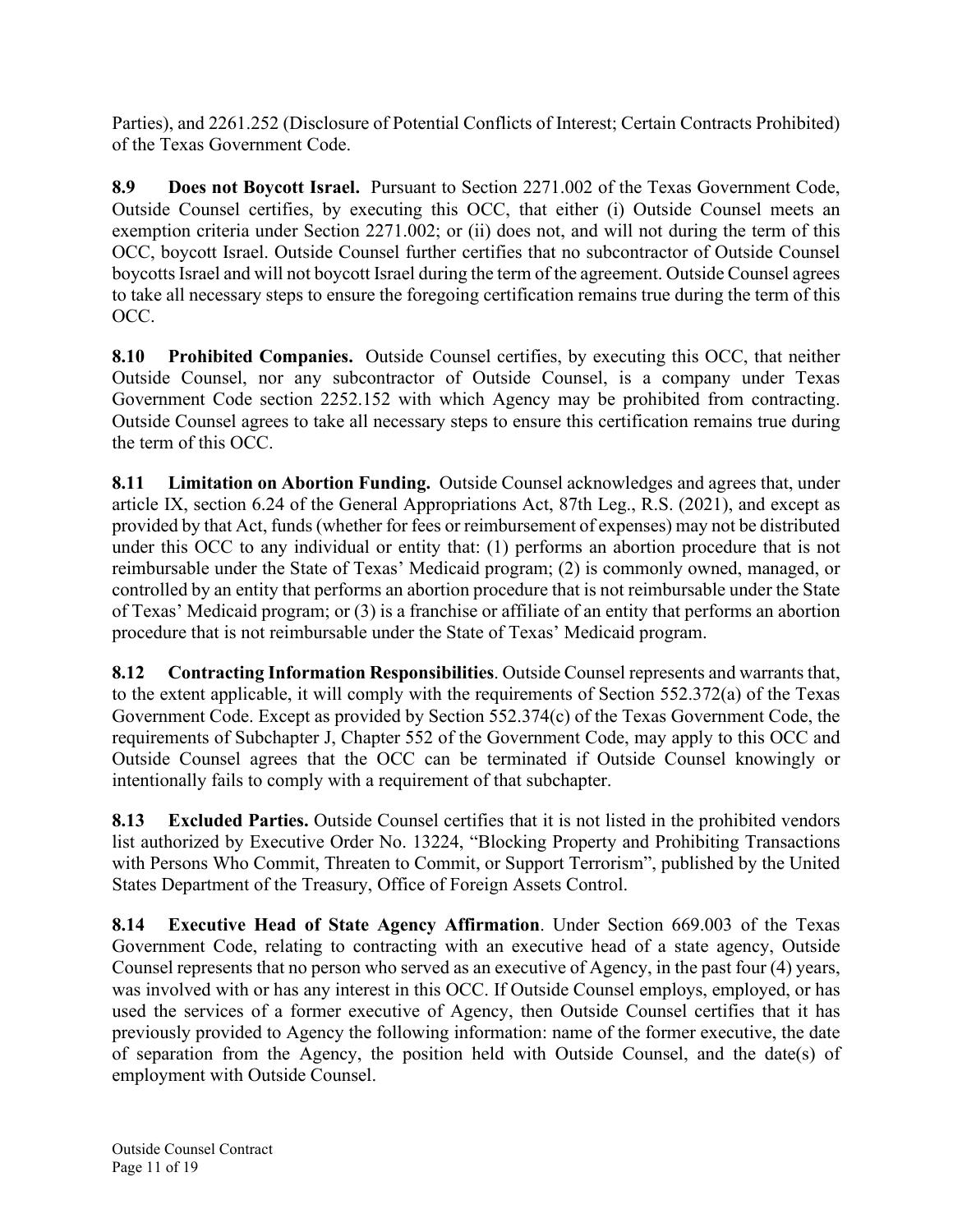Parties), and 2261.252 (Disclosure of Potential Conflicts of Interest; Certain Contracts Prohibited) of the Texas Government Code.

**8.9 Does not Boycott Israel.** Pursuant to Section 2271.002 of the Texas Government Code, Outside Counsel certifies, by executing this OCC, that either (i) Outside Counsel meets an exemption criteria under Section 2271.002; or (ii) does not, and will not during the term of this OCC, boycott Israel. Outside Counsel further certifies that no subcontractor of Outside Counsel boycotts Israel and will not boycott Israel during the term of the agreement. Outside Counsel agrees to take all necessary steps to ensure the foregoing certification remains true during the term of this OCC.

**8.10 Prohibited Companies.** Outside Counsel certifies, by executing this OCC, that neither Outside Counsel, nor any subcontractor of Outside Counsel, is a company under Texas Government Code section 2252.152 with which Agency may be prohibited from contracting. Outside Counsel agrees to take all necessary steps to ensure this certification remains true during the term of this OCC.

**8.11 Limitation on Abortion Funding.** Outside Counsel acknowledges and agrees that, under article IX, section 6.24 of the General Appropriations Act, 87th Leg., R.S. (2021), and except as provided by that Act, funds (whether for fees or reimbursement of expenses) may not be distributed under this OCC to any individual or entity that: (1) performs an abortion procedure that is not reimbursable under the State of Texas' Medicaid program; (2) is commonly owned, managed, or controlled by an entity that performs an abortion procedure that is not reimbursable under the State of Texas' Medicaid program; or (3) is a franchise or affiliate of an entity that performs an abortion procedure that is not reimbursable under the State of Texas' Medicaid program.

**8.12 Contracting Information Responsibilities**. Outside Counsel represents and warrants that, to the extent applicable, it will comply with the requirements of Section 552.372(a) of the Texas Government Code. Except as provided by Section 552.374(c) of the Texas Government Code, the requirements of Subchapter J, Chapter 552 of the Government Code, may apply to this OCC and Outside Counsel agrees that the OCC can be terminated if Outside Counsel knowingly or intentionally fails to comply with a requirement of that subchapter.

**8.13 Excluded Parties.** Outside Counsel certifies that it is not listed in the prohibited vendors list authorized by Executive Order No. 13224, "Blocking Property and Prohibiting Transactions with Persons Who Commit, Threaten to Commit, or Support Terrorism", published by the United States Department of the Treasury, Office of Foreign Assets Control.

**8.14 Executive Head of State Agency Affirmation**. Under Section 669.003 of the Texas Government Code, relating to contracting with an executive head of a state agency, Outside Counsel represents that no person who served as an executive of Agency, in the past four (4) years, was involved with or has any interest in this OCC. If Outside Counsel employs, employed, or has used the services of a former executive of Agency, then Outside Counsel certifies that it has previously provided to Agency the following information: name of the former executive, the date of separation from the Agency, the position held with Outside Counsel, and the date(s) of employment with Outside Counsel.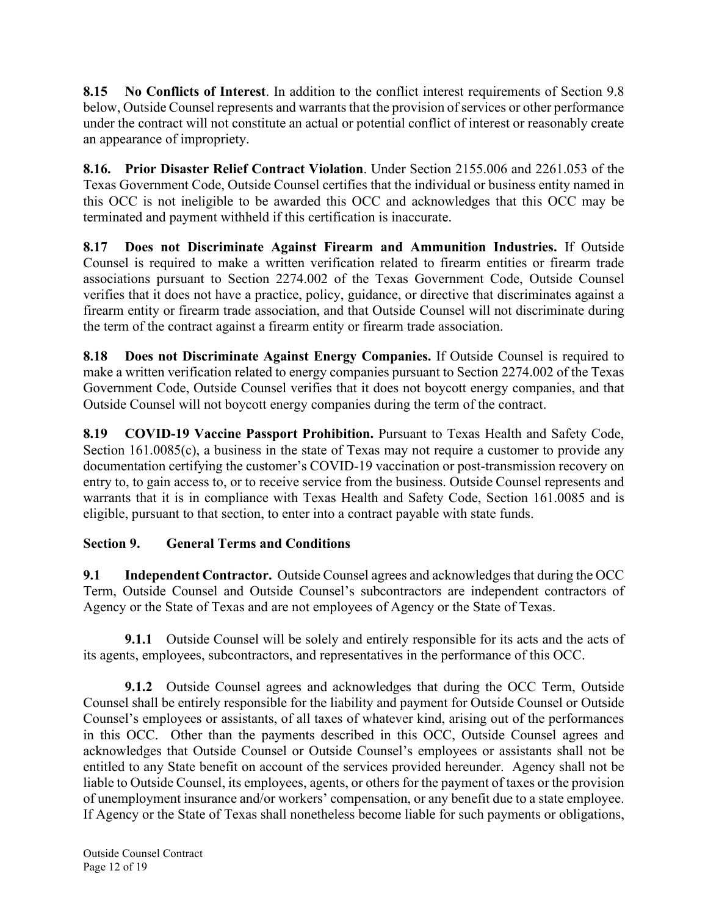**8.15 No Conflicts of Interest**. In addition to the conflict interest requirements of Section 9.8 below, Outside Counsel represents and warrants that the provision of services or other performance under the contract will not constitute an actual or potential conflict of interest or reasonably create an appearance of impropriety.

**8.16. Prior Disaster Relief Contract Violation**. Under Section 2155.006 and 2261.053 of the Texas Government Code, Outside Counsel certifies that the individual or business entity named in this OCC is not ineligible to be awarded this OCC and acknowledges that this OCC may be terminated and payment withheld if this certification is inaccurate.

**8.17 Does not Discriminate Against Firearm and Ammunition Industries.** If Outside Counsel is required to make a written verification related to firearm entities or firearm trade associations pursuant to Section 2274.002 of the Texas Government Code, Outside Counsel verifies that it does not have a practice, policy, guidance, or directive that discriminates against a firearm entity or firearm trade association, and that Outside Counsel will not discriminate during the term of the contract against a firearm entity or firearm trade association.

**8.18 Does not Discriminate Against Energy Companies.** If Outside Counsel is required to make a written verification related to energy companies pursuant to Section 2274.002 of the Texas Government Code, Outside Counsel verifies that it does not boycott energy companies, and that Outside Counsel will not boycott energy companies during the term of the contract.

**8.19 COVID-19 Vaccine Passport Prohibition.** Pursuant to Texas Health and Safety Code, Section 161.0085(c), a business in the state of Texas may not require a customer to provide any documentation certifying the customer's COVID-19 vaccination or post-transmission recovery on entry to, to gain access to, or to receive service from the business. Outside Counsel represents and warrants that it is in compliance with Texas Health and Safety Code, Section 161.0085 and is eligible, pursuant to that section, to enter into a contract payable with state funds.

## Section 9. General Terms and Conditions

**9.1 Independent Contractor.** Outside Counsel agrees and acknowledges that during the OCC Term, Outside Counsel and Outside Counsel's subcontractors are independent contractors of Agency or the State of Texas and are not employees of Agency or the State of Texas.

**9.1.1** Outside Counsel will be solely and entirely responsible for its acts and the acts of its agents, employees, subcontractors, and representatives in the performance of this OCC.

**9.1.2** Outside Counsel agrees and acknowledges that during the OCC Term, Outside Counsel shall be entirely responsible for the liability and payment for Outside Counsel or Outside Counsel's employees or assistants, of all taxes of whatever kind, arising out of the performances in this OCC. Other than the payments described in this OCC, Outside Counsel agrees and acknowledges that Outside Counsel or Outside Counsel's employees or assistants shall not be entitled to any State benefit on account of the services provided hereunder. Agency shall not be liable to Outside Counsel, its employees, agents, or others for the payment of taxes or the provision of unemployment insurance and/or workers' compensation, or any benefit due to a state employee. If Agency or the State of Texas shall nonetheless become liable for such payments or obligations,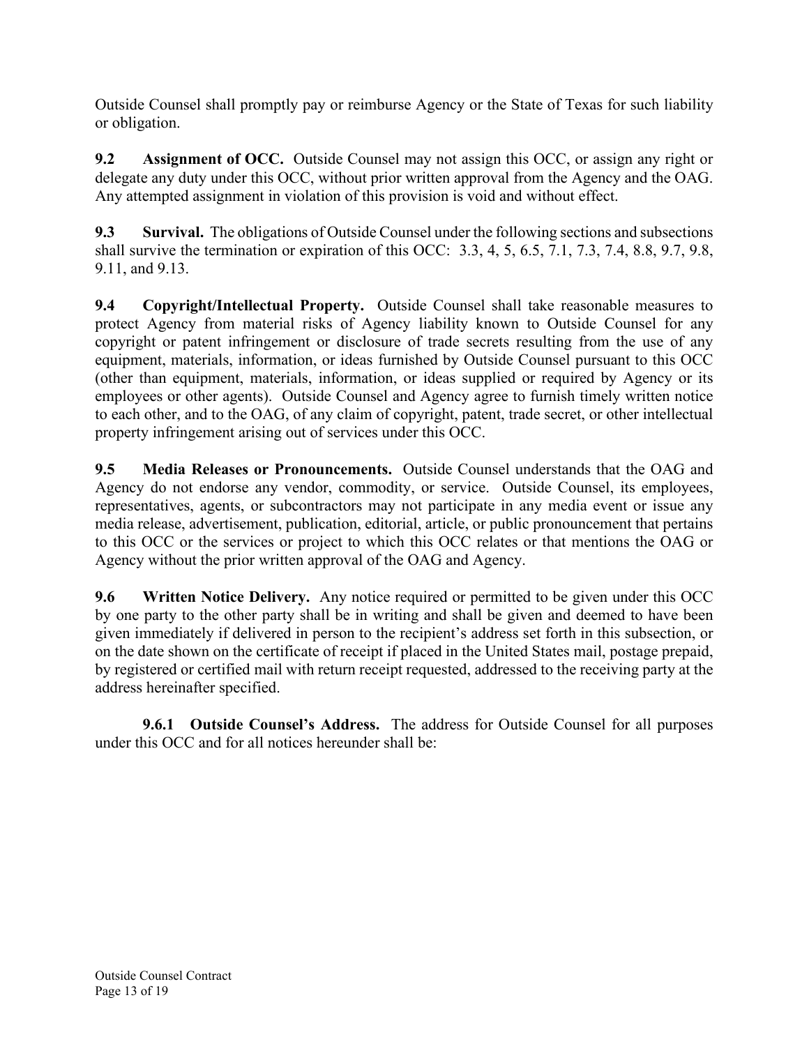Outside Counsel shall promptly pay or reimburse Agency or the State of Texas for such liability or obligation.

**9.2 Assignment of OCC.** Outside Counsel may not assign this OCC, or assign any right or delegate any duty under this OCC, without prior written approval from the Agency and the OAG. Any attempted assignment in violation of this provision is void and without effect.

**9.3 Survival.** The obligations of Outside Counsel under the following sections and subsections shall survive the termination or expiration of this OCC: 3.3, 4, 5, 6.5, 7.1, 7.3, 7.4, 8.8, 9.7, 9.8, 9.11, and 9.13.

**9.4 Copyright/Intellectual Property.** Outside Counsel shall take reasonable measures to protect Agency from material risks of Agency liability known to Outside Counsel for any copyright or patent infringement or disclosure of trade secrets resulting from the use of any equipment, materials, information, or ideas furnished by Outside Counsel pursuant to this OCC (other than equipment, materials, information, or ideas supplied or required by Agency or its employees or other agents). Outside Counsel and Agency agree to furnish timely written notice to each other, and to the OAG, of any claim of copyright, patent, trade secret, or other intellectual property infringement arising out of services under this OCC.

**9.5 Media Releases or Pronouncements.** Outside Counsel understands that the OAG and Agency do not endorse any vendor, commodity, or service. Outside Counsel, its employees, representatives, agents, or subcontractors may not participate in any media event or issue any media release, advertisement, publication, editorial, article, or public pronouncement that pertains to this OCC or the services or project to which this OCC relates or that mentions the OAG or Agency without the prior written approval of the OAG and Agency.

**9.6 Written Notice Delivery.** Any notice required or permitted to be given under this OCC by one party to the other party shall be in writing and shall be given and deemed to have been given immediately if delivered in person to the recipient's address set forth in this subsection, or on the date shown on the certificate of receipt if placed in the United States mail, postage prepaid, by registered or certified mail with return receipt requested, addressed to the receiving party at the address hereinafter specified.

**9.6.1 Outside Counsel's Address.** The address for Outside Counsel for all purposes under this OCC and for all notices hereunder shall be: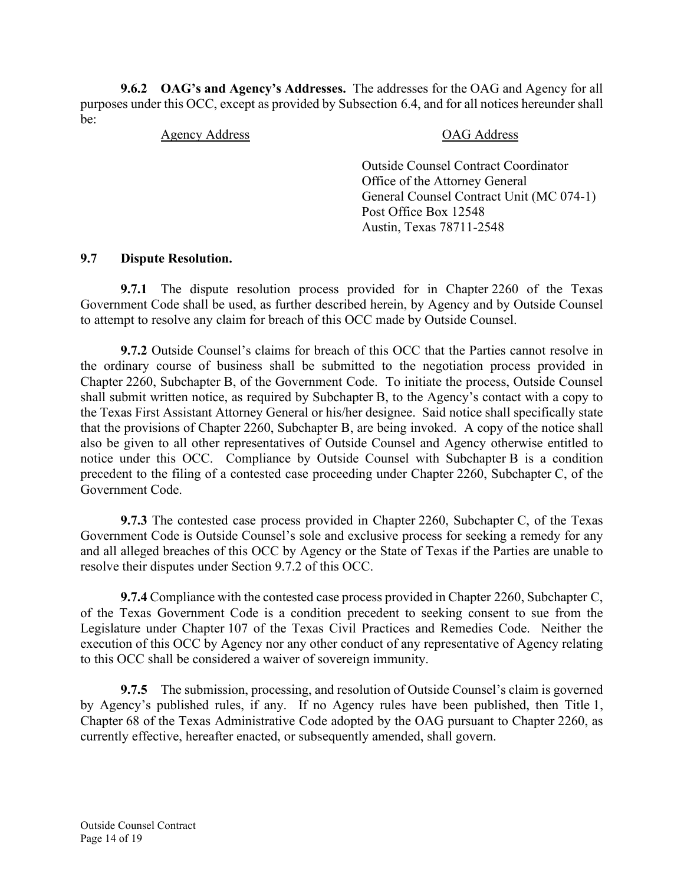**9.6.2 OAG's and Agency's Addresses.** The addresses for the OAG and Agency for all purposes under this OCC, except as provided by Subsection 6.4, and for all notices hereunder shall be:

| Agency Address | OAG Address |
|---|---|
| | Outside Counsel Contract Coordinator<br>Office of the Attorney General<br>General Counsel Contract Unit (MC 074-1)<br>Post Office Box 12548<br>Austin, Texas 78711-2548 |

**9.7 Dispute Resolution.**

**9.7.1** The dispute resolution process provided for in Chapter 2260 of the Texas Government Code shall be used, as further described herein, by Agency and by Outside Counsel to attempt to resolve any claim for breach of this OCC made by Outside Counsel.

**9.7.2** Outside Counsel's claims for breach of this OCC that the Parties cannot resolve in the ordinary course of business shall be submitted to the negotiation process provided in Chapter 2260, Subchapter B, of the Government Code. To initiate the process, Outside Counsel shall submit written notice, as required by Subchapter B, to the Agency's contact with a copy to the Texas First Assistant Attorney General or his/her designee. Said notice shall specifically state that the provisions of Chapter 2260, Subchapter B, are being invoked. A copy of the notice shall also be given to all other representatives of Outside Counsel and Agency otherwise entitled to notice under this OCC. Compliance by Outside Counsel with Subchapter B is a condition precedent to the filing of a contested case proceeding under Chapter 2260, Subchapter C, of the Government Code.

**9.7.3** The contested case process provided in Chapter 2260, Subchapter C, of the Texas Government Code is Outside Counsel's sole and exclusive process for seeking a remedy for any and all alleged breaches of this OCC by Agency or the State of Texas if the Parties are unable to resolve their disputes under Section 9.7.2 of this OCC.

**9.7.4** Compliance with the contested case process provided in Chapter 2260, Subchapter C, of the Texas Government Code is a condition precedent to seeking consent to sue from the Legislature under Chapter 107 of the Texas Civil Practices and Remedies Code. Neither the execution of this OCC by Agency nor any other conduct of any representative of Agency relating to this OCC shall be considered a waiver of sovereign immunity.

**9.7.5** The submission, processing, and resolution of Outside Counsel's claim is governed by Agency's published rules, if any. If no Agency rules have been published, then Title 1, Chapter 68 of the Texas Administrative Code adopted by the OAG pursuant to Chapter 2260, as currently effective, hereafter enacted, or subsequently amended, shall govern.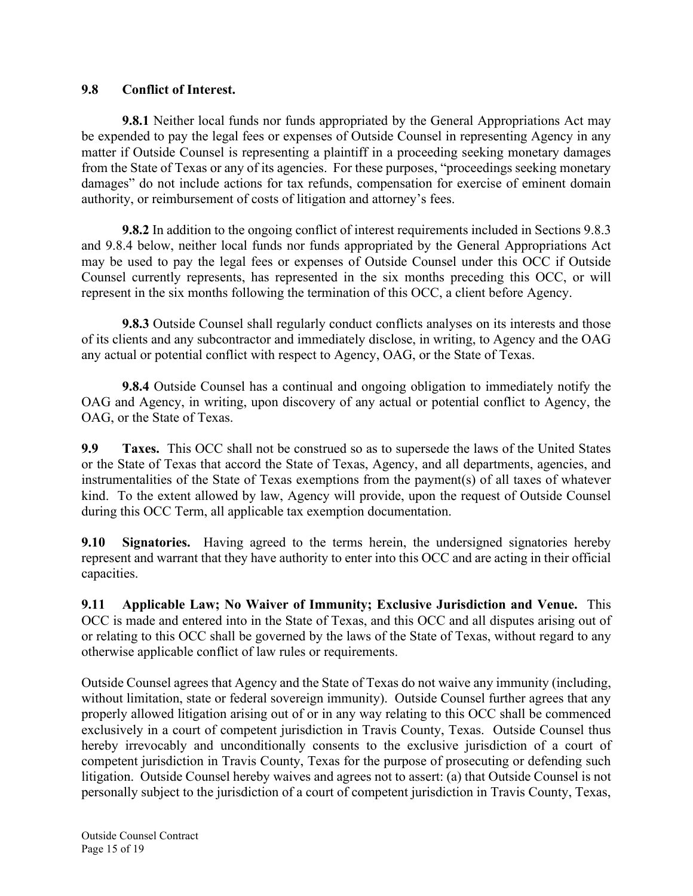**9.8 Conflict of Interest.**

**9.8.1** Neither local funds nor funds appropriated by the General Appropriations Act may be expended to pay the legal fees or expenses of Outside Counsel in representing Agency in any matter if Outside Counsel is representing a plaintiff in a proceeding seeking monetary damages from the State of Texas or any of its agencies. For these purposes, "proceedings seeking monetary damages" do not include actions for tax refunds, compensation for exercise of eminent domain authority, or reimbursement of costs of litigation and attorney's fees.

**9.8.2** In addition to the ongoing conflict of interest requirements included in Sections 9.8.3 and 9.8.4 below, neither local funds nor funds appropriated by the General Appropriations Act may be used to pay the legal fees or expenses of Outside Counsel under this OCC if Outside Counsel currently represents, has represented in the six months preceding this OCC, or will represent in the six months following the termination of this OCC, a client before Agency.

**9.8.3** Outside Counsel shall regularly conduct conflicts analyses on its interests and those of its clients and any subcontractor and immediately disclose, in writing, to Agency and the OAG any actual or potential conflict with respect to Agency, OAG, or the State of Texas.

**9.8.4** Outside Counsel has a continual and ongoing obligation to immediately notify the OAG and Agency, in writing, upon discovery of any actual or potential conflict to Agency, the OAG, or the State of Texas.

**9.9 Taxes.** This OCC shall not be construed so as to supersede the laws of the United States or the State of Texas that accord the State of Texas, Agency, and all departments, agencies, and instrumentalities of the State of Texas exemptions from the payment(s) of all taxes of whatever kind. To the extent allowed by law, Agency will provide, upon the request of Outside Counsel during this OCC Term, all applicable tax exemption documentation.

**9.10 Signatories.** Having agreed to the terms herein, the undersigned signatories hereby represent and warrant that they have authority to enter into this OCC and are acting in their official capacities.

**9.11 Applicable Law; No Waiver of Immunity; Exclusive Jurisdiction and Venue.** This OCC is made and entered into in the State of Texas, and this OCC and all disputes arising out of or relating to this OCC shall be governed by the laws of the State of Texas, without regard to any otherwise applicable conflict of law rules or requirements.

Outside Counsel agrees that Agency and the State of Texas do not waive any immunity (including, without limitation, state or federal sovereign immunity). Outside Counsel further agrees that any properly allowed litigation arising out of or in any way relating to this OCC shall be commenced exclusively in a court of competent jurisdiction in Travis County, Texas. Outside Counsel thus hereby irrevocably and unconditionally consents to the exclusive jurisdiction of a court of competent jurisdiction in Travis County, Texas for the purpose of prosecuting or defending such litigation. Outside Counsel hereby waives and agrees not to assert: (a) that Outside Counsel is not personally subject to the jurisdiction of a court of competent jurisdiction in Travis County, Texas,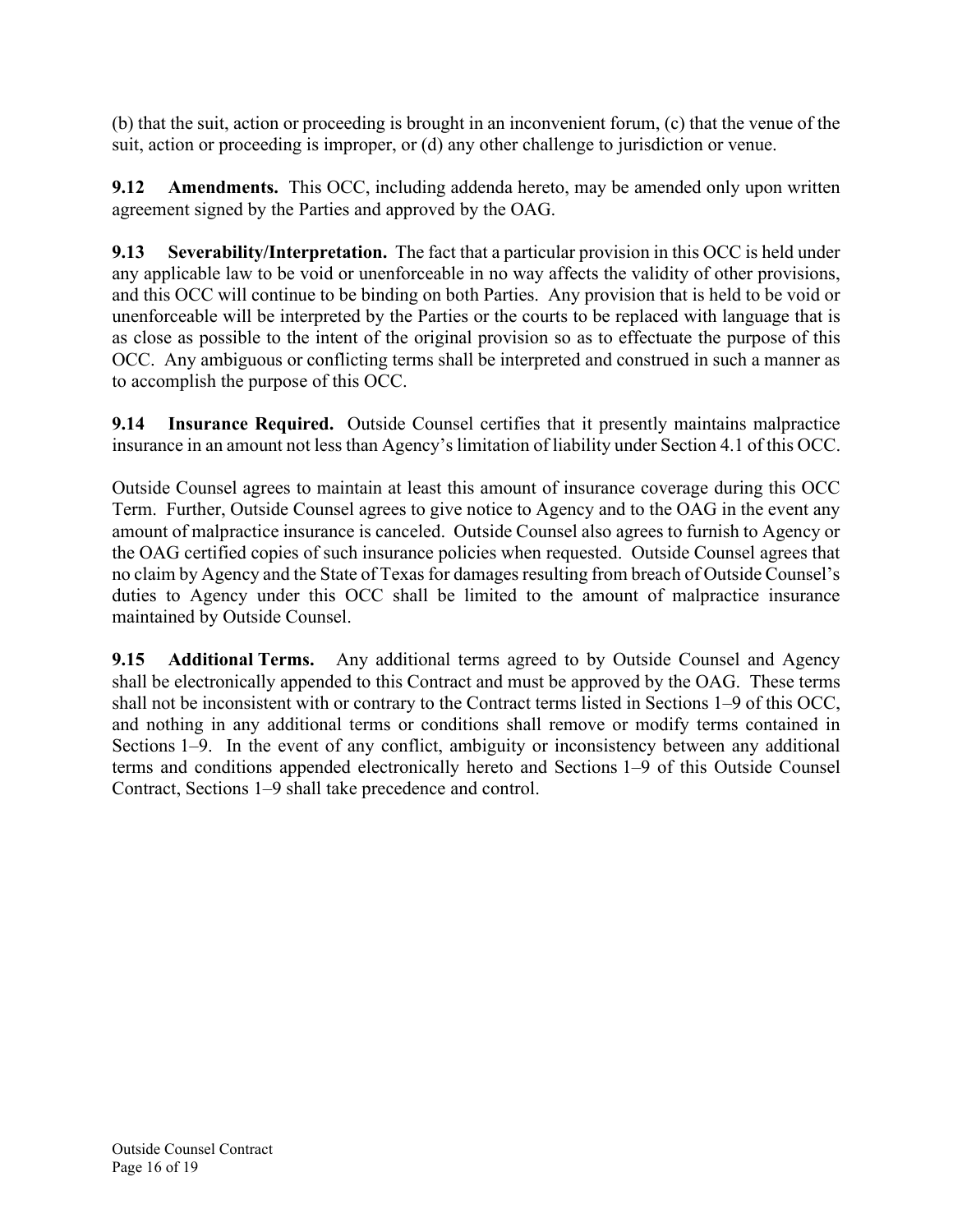(b) that the suit, action or proceeding is brought in an inconvenient forum, (c) that the venue of the suit, action or proceeding is improper, or (d) any other challenge to jurisdiction or venue.

**9.12 Amendments.** This OCC, including addenda hereto, may be amended only upon written agreement signed by the Parties and approved by the OAG.

**9.13 Severability/Interpretation.** The fact that a particular provision in this OCC is held under any applicable law to be void or unenforceable in no way affects the validity of other provisions, and this OCC will continue to be binding on both Parties. Any provision that is held to be void or unenforceable will be interpreted by the Parties or the courts to be replaced with language that is as close as possible to the intent of the original provision so as to effectuate the purpose of this OCC. Any ambiguous or conflicting terms shall be interpreted and construed in such a manner as to accomplish the purpose of this OCC.

**9.14 Insurance Required.** Outside Counsel certifies that it presently maintains malpractice insurance in an amount not less than Agency's limitation of liability under Section 4.1 of this OCC.

Outside Counsel agrees to maintain at least this amount of insurance coverage during this OCC Term. Further, Outside Counsel agrees to give notice to Agency and to the OAG in the event any amount of malpractice insurance is canceled. Outside Counsel also agrees to furnish to Agency or the OAG certified copies of such insurance policies when requested. Outside Counsel agrees that no claim by Agency and the State of Texas for damages resulting from breach of Outside Counsel's duties to Agency under this OCC shall be limited to the amount of malpractice insurance maintained by Outside Counsel.

**9.15 Additional Terms.** Any additional terms agreed to by Outside Counsel and Agency shall be electronically appended to this Contract and must be approved by the OAG. These terms shall not be inconsistent with or contrary to the Contract terms listed in Sections 1–9 of this OCC, and nothing in any additional terms or conditions shall remove or modify terms contained in Sections 1–9. In the event of any conflict, ambiguity or inconsistency between any additional terms and conditions appended electronically hereto and Sections 1–9 of this Outside Counsel Contract, Sections 1–9 shall take precedence and control.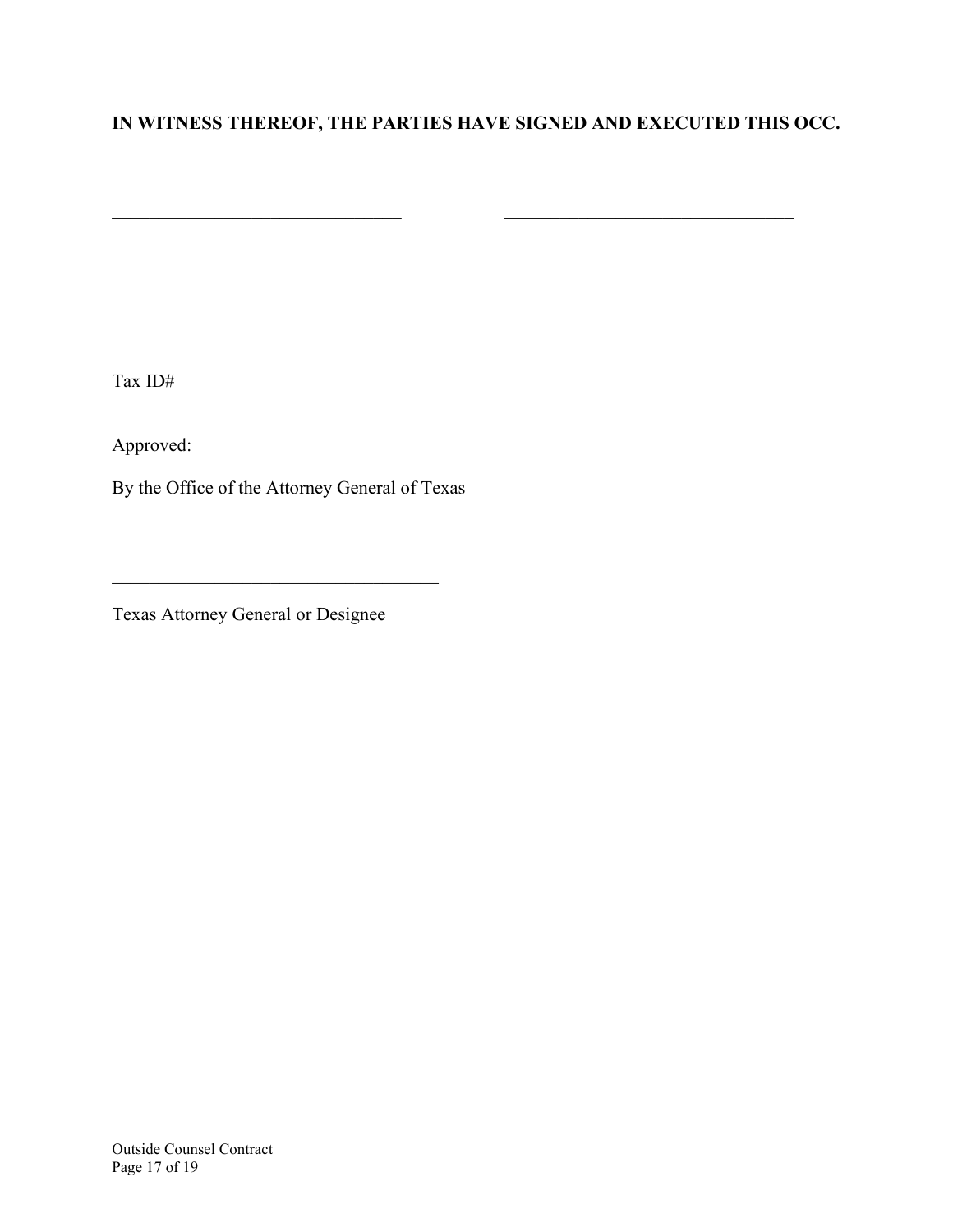**IN WITNESS THEREOF, THE PARTIES HAVE SIGNED AND EXECUTED THIS OCC.**

\_\_\_\_\_\_\_\_\_\_\_\_\_\_\_\_\_\_\_\_\_\_\_\_\_\_\_\_\_\_\_\_ \_\_\_\_\_\_\_\_\_\_\_\_\_\_\_\_\_\_\_\_\_\_\_\_\_\_\_\_\_\_\_\_

Tax ID#

Approved:

By the Office of the Attorney General of Texas

\_\_\_\_\_\_\_\_\_\_\_\_\_\_\_\_\_\_\_\_\_\_\_\_\_\_\_\_\_\_\_\_\_\_\_\_

Texas Attorney General or Designee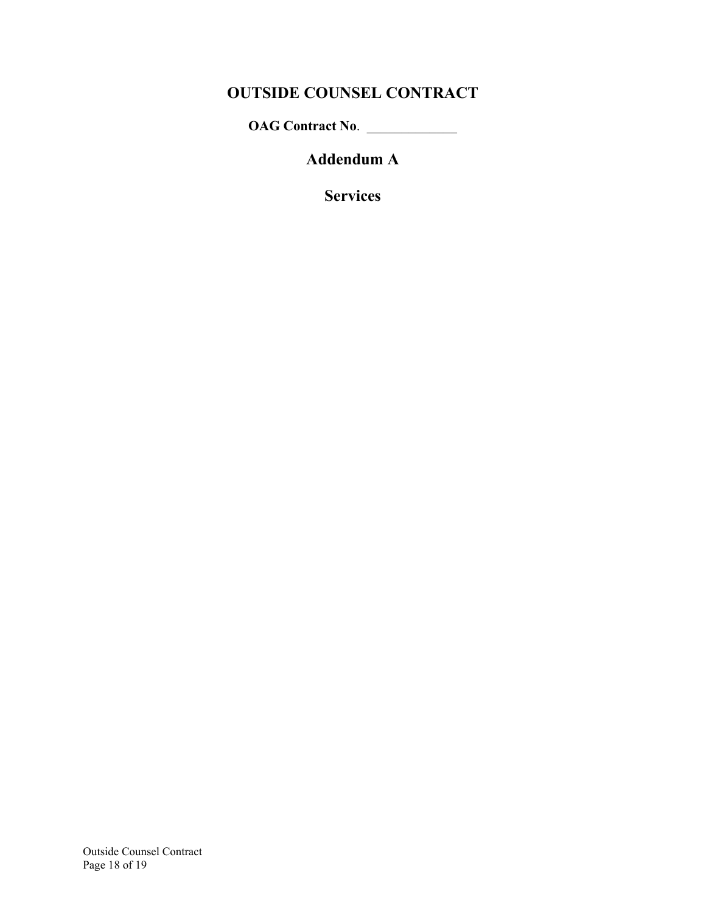# OUTSIDE COUNSEL CONTRACT

**OAG Contract No**. ______________

## Addendum A

## Services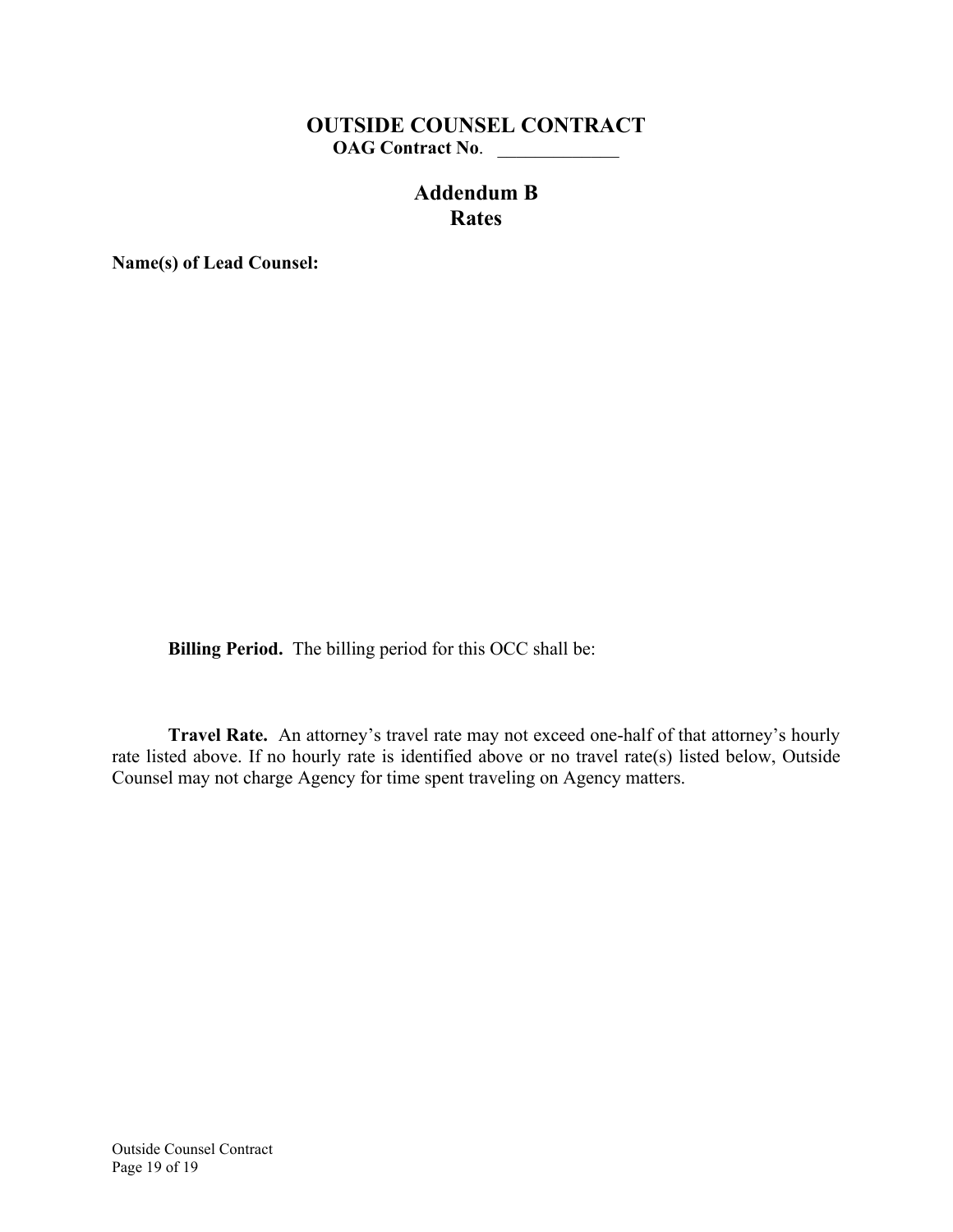# OUTSIDE COUNSEL CONTRACT

**OAG Contract No**. _____________

## Addendum B
## Rates

**Name(s) of Lead Counsel:**

**Billing Period.** The billing period for this OCC shall be:

**Travel Rate.** An attorney's travel rate may not exceed one-half of that attorney's hourly rate listed above. If no hourly rate is identified above or no travel rate(s) listed below, Outside Counsel may not charge Agency for time spent traveling on Agency matters.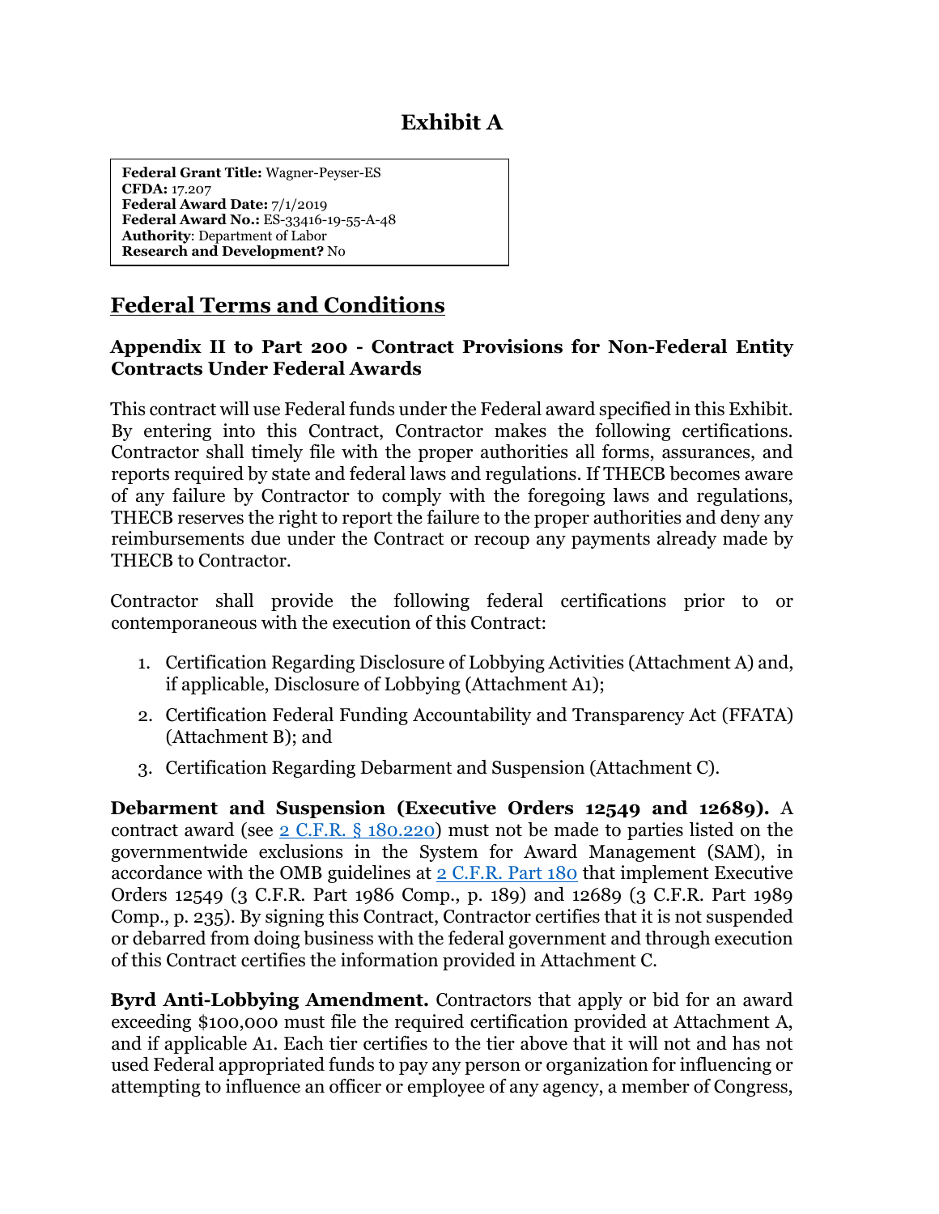# Exhibit A

**Federal Grant Title:** Wagner-Peyser-ES
**CFDA:** 17.207
**Federal Award Date:** 7/1/2019
**Federal Award No.:** ES-33416-19-55-A-48
**Authority**: Department of Labor
**Research and Development?** No

## Federal Terms and Conditions

### Appendix II to Part 200 - Contract Provisions for Non-Federal Entity Contracts Under Federal Awards

This contract will use Federal funds under the Federal award specified in this Exhibit. By entering into this Contract, Contractor makes the following certifications. Contractor shall timely file with the proper authorities all forms, assurances, and reports required by state and federal laws and regulations. If THECB becomes aware of any failure by Contractor to comply with the foregoing laws and regulations, THECB reserves the right to report the failure to the proper authorities and deny any reimbursements due under the Contract or recoup any payments already made by THECB to Contractor.

Contractor shall provide the following federal certifications prior to or contemporaneous with the execution of this Contract:

1. Certification Regarding Disclosure of Lobbying Activities (Attachment A) and, if applicable, Disclosure of Lobbying (Attachment A1);
2. Certification Federal Funding Accountability and Transparency Act (FFATA) (Attachment B); and
3. Certification Regarding Debarment and Suspension (Attachment C).

**Debarment and Suspension (Executive Orders 12549 and 12689).** A contract award (see 2 C.F.R. § 180.220) must not be made to parties listed on the governmentwide exclusions in the System for Award Management (SAM), in accordance with the OMB guidelines at 2 C.F.R. Part 180 that implement Executive Orders 12549 (3 C.F.R. Part 1986 Comp., p. 189) and 12689 (3 C.F.R. Part 1989 Comp., p. 235). By signing this Contract, Contractor certifies that it is not suspended or debarred from doing business with the federal government and through execution of this Contract certifies the information provided in Attachment C.

**Byrd Anti-Lobbying Amendment.** Contractors that apply or bid for an award exceeding $100,000 must file the required certification provided at Attachment A, and if applicable A1. Each tier certifies to the tier above that it will not and has not used Federal appropriated funds to pay any person or organization for influencing or attempting to influence an officer or employee of any agency, a member of Congress,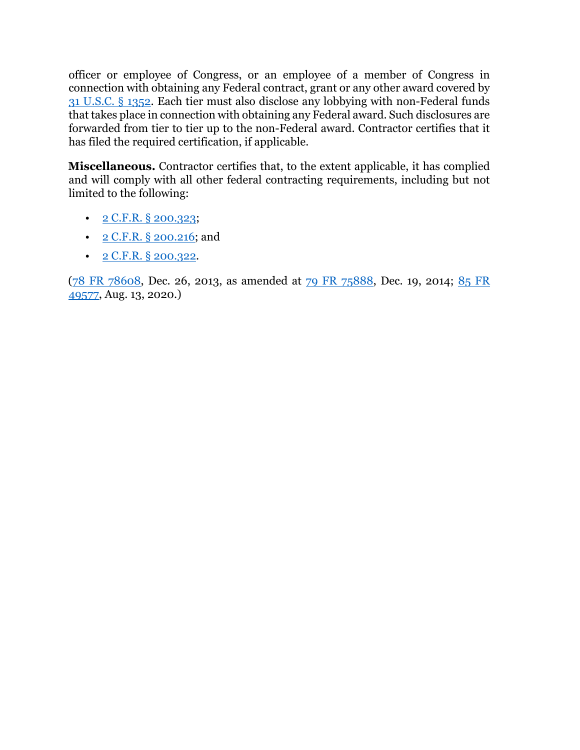officer or employee of Congress, or an employee of a member of Congress in connection with obtaining any Federal contract, grant or any other award covered by [31 U.S.C. § 1352](). Each tier must also disclose any lobbying with non-Federal funds that takes place in connection with obtaining any Federal award. Such disclosures are forwarded from tier to tier up to the non-Federal award. Contractor certifies that it has filed the required certification, if applicable.

**Miscellaneous.** Contractor certifies that, to the extent applicable, it has complied and will comply with all other federal contracting requirements, including but not limited to the following:

- 2 C.F.R. § 200.323;
- 2 C.F.R. § 200.216; and
- 2 C.F.R. § 200.322.

(78 FR 78608, Dec. 26, 2013, as amended at 79 FR 75888, Dec. 19, 2014; 85 FR 49577, Aug. 13, 2020.)